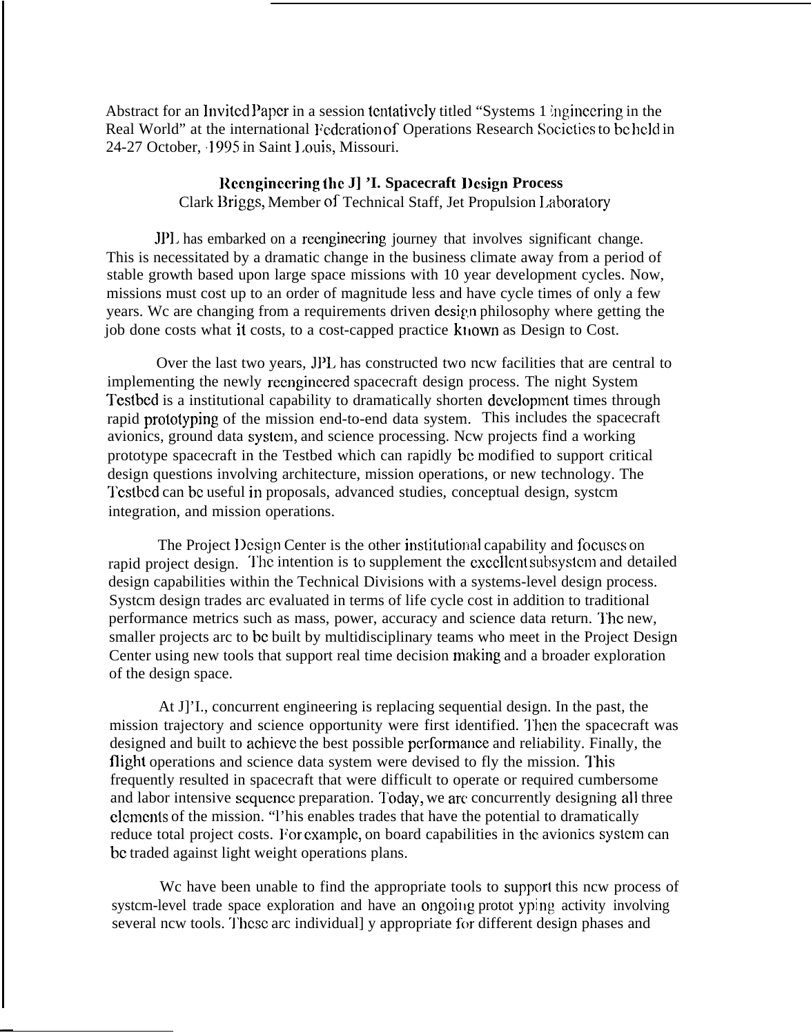Abstract for an Invited Paper in a session tentatively titled "Systems Engineering in the Real World" at the international Federation of Operations Research Societies to be held in 24-27 October, 1995 in Saint Louis, Missouri.

**Reengineering the JPL Spacecraft Design Process**

Clark Briggs, Member of Technical Staff, Jet Propulsion Laboratory

JPL has embarked on a reengineering journey that involves significant change. This is necessitated by a dramatic change in the business climate away from a period of stable growth based upon large space missions with 10 year development cycles. Now, missions must cost up to an order of magnitude less and have cycle times of only a few years. We are changing from a requirements driven design philosophy where getting the job done costs what it costs, to a cost-capped practice known as Design to Cost.

Over the last two years, JPL has constructed two new facilities that are central to implementing the newly reengineered spacecraft design process. The flight System Testbed is a institutional capability to dramatically shorten development times through rapid prototyping of the mission end-to-end data system. This includes the spacecraft avionics, ground data system, and science processing. New projects find a working prototype spacecraft in the Testbed which can rapidly be modified to support critical design questions involving architecture, mission operations, or new technology. The Testbed can be useful in proposals, advanced studies, conceptual design, system integration, and mission operations.

The Project Design Center is the other institutional capability and focuses on rapid project design. The intention is to supplement the excellent subsystem and detailed design capabilities within the Technical Divisions with a systems-level design process. System design trades are evaluated in terms of life cycle cost in addition to traditional performance metrics such as mass, power, accuracy and science data return. The new, smaller projects are to be built by multidisciplinary teams who meet in the Project Design Center using new tools that support real time decision making and a broader exploration of the design space.

At JPL, concurrent engineering is replacing sequential design. In the past, the mission trajectory and science opportunity were first identified. Then the spacecraft was designed and built to achieve the best possible performance and reliability. Finally, the flight operations and science data system were devised to fly the mission. This frequently resulted in spacecraft that were difficult to operate or required cumbersome and labor intensive sequence preparation. Today, we are concurrently designing all three elements of the mission. This enables trades that have the potential to dramatically reduce total project costs. For example, on board capabilities in the avionics system can be traded against light weight operations plans.

We have been unable to find the appropriate tools to support this new process of system-level trade space exploration and have an ongoing prototyping activity involving several new tools. These are individually appropriate for different design phases and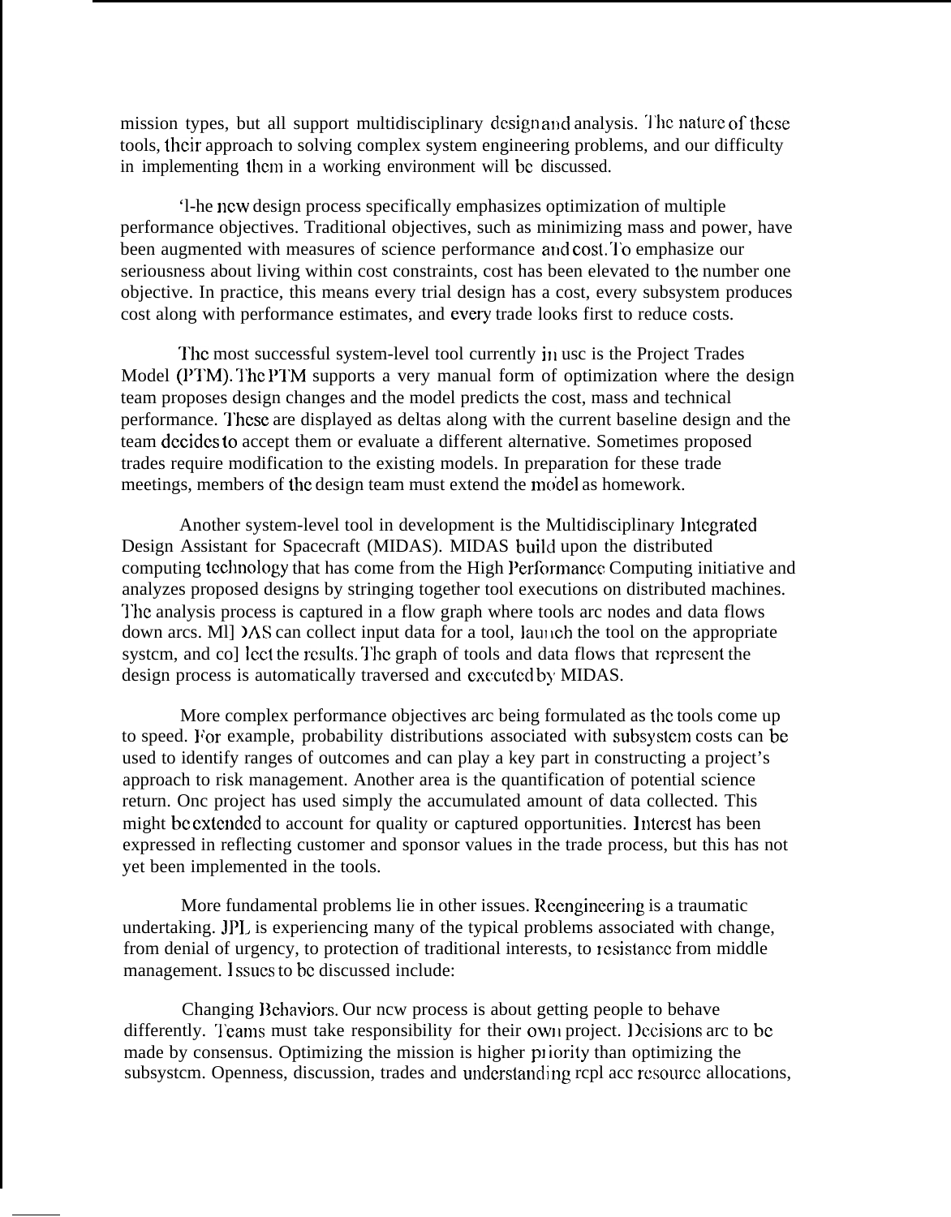mission types, but all support multidisciplinary design and analysis. The nature of these tools, their approach to solving complex system engineering problems, and our difficulty in implementing them in a working environment will be discussed.

The new design process specifically emphasizes optimization of multiple performance objectives. Traditional objectives, such as minimizing mass and power, have been augmented with measures of science performance and cost. To emphasize our seriousness about living within cost constraints, cost has been elevated to the number one objective. In practice, this means every trial design has a cost, every subsystem produces cost along with performance estimates, and every trade looks first to reduce costs.

The most successful system-level tool currently in use is the Project Trades Model (PTM). The PTM supports a very manual form of optimization where the design team proposes design changes and the model predicts the cost, mass and technical performance. These are displayed as deltas along with the current baseline design and the team decides to accept them or evaluate a different alternative. Sometimes proposed trades require modification to the existing models. In preparation for these trade meetings, members of the design team must extend the model as homework.

Another system-level tool in development is the Multidisciplinary Integrated Design Assistant for Spacecraft (MIDAS). MIDAS build upon the distributed computing technology that has come from the High Performance Computing initiative and analyzes proposed designs by stringing together tool executions on distributed machines. The analysis process is captured in a flow graph where tools are nodes and data flows down arcs. MIDAS can collect input data for a tool, launch the tool on the appropriate system, and collect the results. The graph of tools and data flows that represent the design process is automatically traversed and executed by MIDAS.

More complex performance objectives are being formulated as the tools come up to speed. For example, probability distributions associated with subsystem costs can be used to identify ranges of outcomes and can play a key part in constructing a project's approach to risk management. Another area is the quantification of potential science return. One project has used simply the accumulated amount of data collected. This might be extended to account for quality or captured opportunities. Interest has been expressed in reflecting customer and sponsor values in the trade process, but this has not yet been implemented in the tools.

More fundamental problems lie in other issues. Reengineering is a traumatic undertaking. JPL is experiencing many of the typical problems associated with change, from denial of urgency, to protection of traditional interests, to resistance from middle management. Issues to be discussed include:

Changing Behaviors. Our new process is about getting people to behave differently. Teams must take responsibility for their own project. Decisions are to be made by consensus. Optimizing the mission is higher priority than optimizing the subsystem. Openness, discussion, trades and understanding replace resource allocations,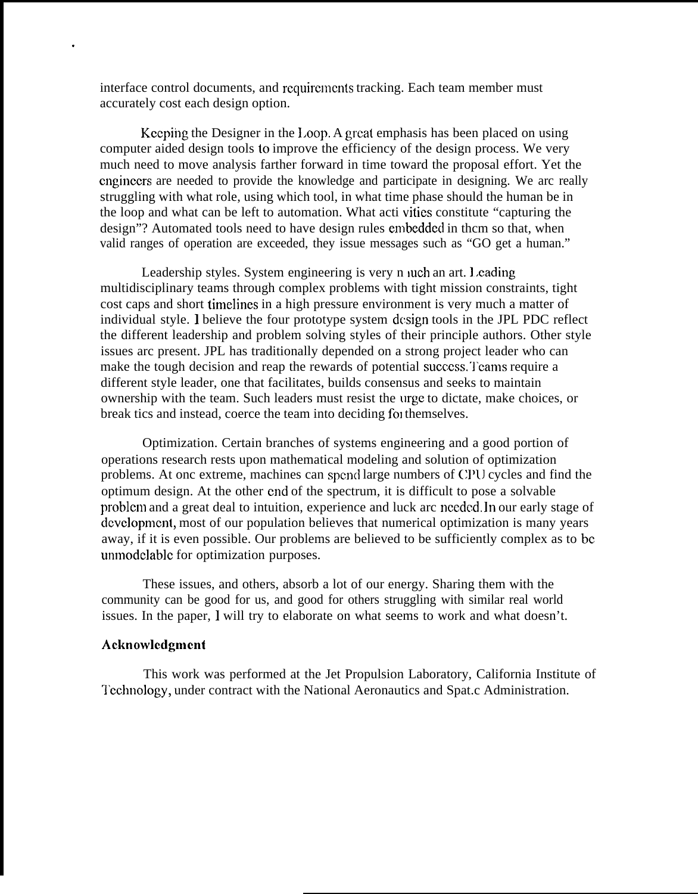interface control documents, and requirements tracking. Each team member must accurately cost each design option.

Keeping the Designer in the Loop. A great emphasis has been placed on using computer aided design tools to improve the efficiency of the design process. We very much need to move analysis farther forward in time toward the proposal effort. Yet the engineers are needed to provide the knowledge and participate in designing. We arc really struggling with what role, using which tool, in what time phase should the human be in the loop and what can be left to automation. What acti vities constitute "capturing the design"? Automated tools need to have design rules embedded in thcm so that, when valid ranges of operation are exceeded, they issue messages such as "GO get a human."

Leadership styles. System engineering is very n nuch an art. Leading multidisciplinary teams through complex problems with tight mission constraints, tight cost caps and short timelines in a high pressure environment is very much a matter of individual style. I believe the four prototype system design tools in the JPL PDC reflect the different leadership and problem solving styles of their principle authors. Other style issues arc present. JPL has traditionally depended on a strong project leader who can make the tough decision and reap the rewards of potential success. Teams require a different style leader, one that facilitates, builds consensus and seeks to maintain ownership with the team. Such leaders must resist the urge to dictate, make choices, or break tics and instead, coerce the team into deciding for themselves.

Optimization. Certain branches of systems engineering and a good portion of operations research rests upon mathematical modeling and solution of optimization problems. At onc extreme, machines can spend large numbers of CPU cycles and find the optimum design. At the other end of the spectrum, it is difficult to pose a solvable problem and a great deal to intuition, experience and luck arc needed. In our early stage of development, most of our population believes that numerical optimization is many years away, if it is even possible. Our problems are believed to be sufficiently complex as to be unmodelable for optimization purposes.

These issues, and others, absorb a lot of our energy. Sharing them with the community can be good for us, and good for others struggling with similar real world issues. In the paper, I will try to elaborate on what seems to work and what doesn't.

## Acknowledgment

This work was performed at the Jet Propulsion Laboratory, California Institute of Technology, under contract with the National Aeronautics and Spat.c Administration.